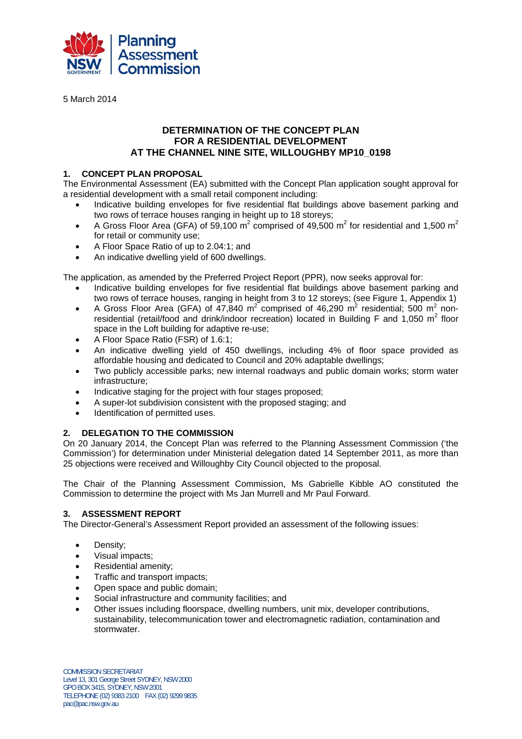5 March 2014

# DETERMINATION OF THE CONCEPT PLAN FOR A RESIDENTIAL DEVELOPMENT AT THE CHANNEL NINE SITE, WILLOUGHBY MP10_0198

## 1. CONCEPT PLAN PROPOSAL

The Environmental Assessment (EA) submitted with the Concept Plan application sought approval for a residential development with a small retail component including:

- Indicative building envelopes for five residential flat buildings above basement parking and two rows of terrace houses ranging in height up to 18 storeys;
- A Gross Floor Area (GFA) of 59,100 $m^2$ comprised of 49,500 $m^2$ for residential and 1,500 $m^2$ for retail or community use;
- A Floor Space Ratio of up to 2.04:1; and
- An indicative dwelling yield of 600 dwellings.

The application, as amended by the Preferred Project Report (PPR), now seeks approval for:

- Indicative building envelopes for five residential flat buildings above basement parking and two rows of terrace houses, ranging in height from 3 to 12 storeys; (see Figure 1, Appendix 1)
- A Gross Floor Area (GFA) of 47,840 $m^2$ comprised of 46,290 $m^2$ residential; 500 $m^2$ non-residential (retail/food and drink/indoor recreation) located in Building F and 1,050 $m^2$ floor space in the Loft building for adaptive re-use;
- A Floor Space Ratio (FSR) of 1.6:1;
- An indicative dwelling yield of 450 dwellings, including 4% of floor space provided as affordable housing and dedicated to Council and 20% adaptable dwellings;
- Two publicly accessible parks; new internal roadways and public domain works; storm water infrastructure;
- Indicative staging for the project with four stages proposed;
- A super-lot subdivision consistent with the proposed staging; and
- Identification of permitted uses.

## 2. DELEGATION TO THE COMMISSION

On 20 January 2014, the Concept Plan was referred to the Planning Assessment Commission ('the Commission') for determination under Ministerial delegation dated 14 September 2011, as more than 25 objections were received and Willoughby City Council objected to the proposal.

The Chair of the Planning Assessment Commission, Ms Gabrielle Kibble AO constituted the Commission to determine the project with Ms Jan Murrell and Mr Paul Forward.

## 3. ASSESSMENT REPORT

The Director-General's Assessment Report provided an assessment of the following issues:

- Density;
- Visual impacts;
- Residential amenity;
- Traffic and transport impacts;
- Open space and public domain;
- Social infrastructure and community facilities; and
- Other issues including floorspace, dwelling numbers, unit mix, developer contributions, sustainability, telecommunication tower and electromagnetic radiation, contamination and stormwater.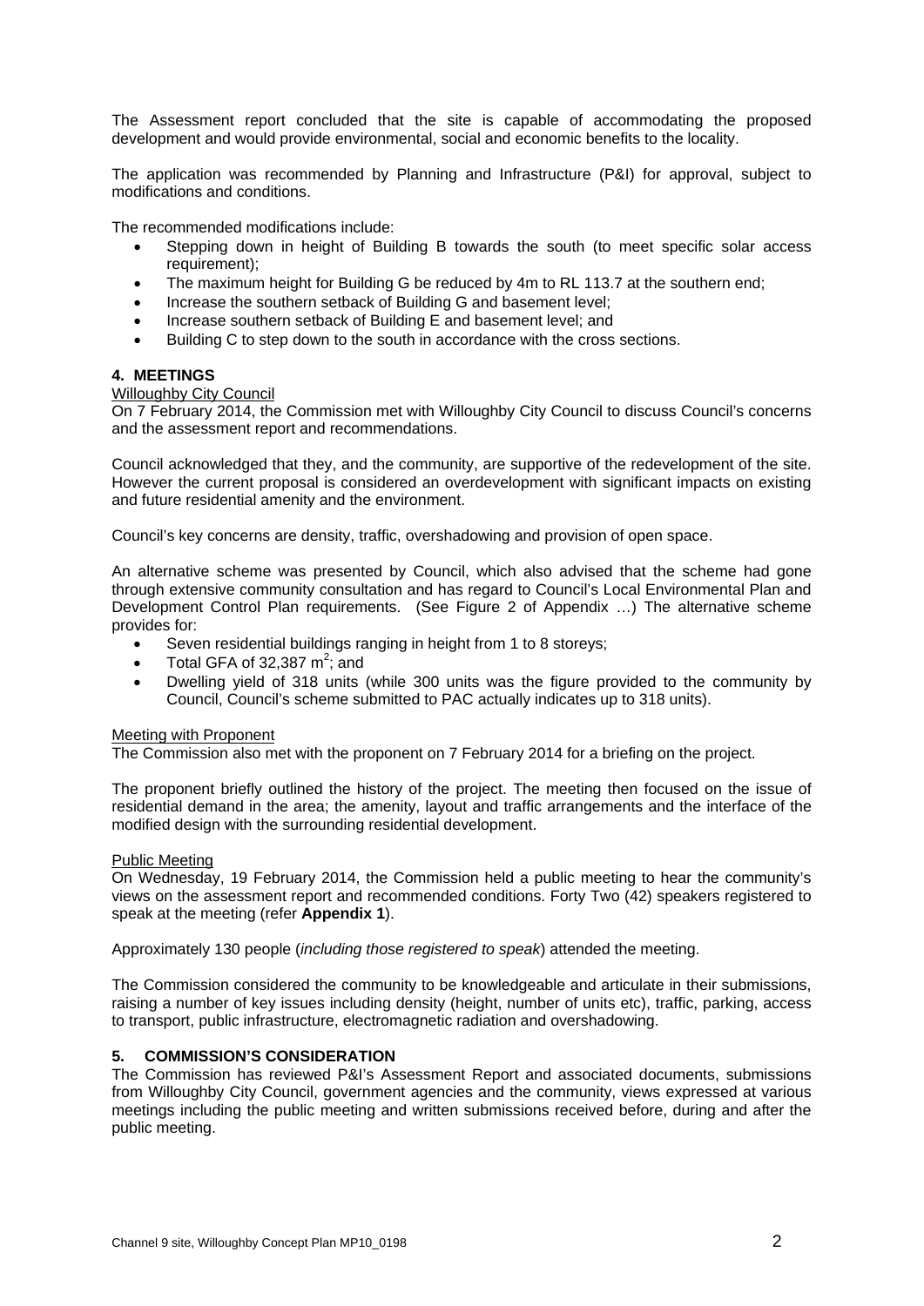The Assessment report concluded that the site is capable of accommodating the proposed development and would provide environmental, social and economic benefits to the locality.

The application was recommended by Planning and Infrastructure (P&I) for approval, subject to modifications and conditions.

The recommended modifications include:

- Stepping down in height of Building B towards the south (to meet specific solar access requirement);
- The maximum height for Building G be reduced by 4m to RL 113.7 at the southern end;
- Increase the southern setback of Building G and basement level;
- Increase southern setback of Building E and basement level; and
- Building C to step down to the south in accordance with the cross sections.

## 4. MEETINGS

Willoughby City Council

On 7 February 2014, the Commission met with Willoughby City Council to discuss Council's concerns and the assessment report and recommendations.

Council acknowledged that they, and the community, are supportive of the redevelopment of the site. However the current proposal is considered an overdevelopment with significant impacts on existing and future residential amenity and the environment.

Council's key concerns are density, traffic, overshadowing and provision of open space.

An alternative scheme was presented by Council, which also advised that the scheme had gone through extensive community consultation and has regard to Council's Local Environmental Plan and Development Control Plan requirements. (See Figure 2 of Appendix …) The alternative scheme provides for:

- Seven residential buildings ranging in height from 1 to 8 storeys;
- Total GFA of 32,387 $m^2$; and
- Dwelling yield of 318 units (while 300 units was the figure provided to the community by Council, Council's scheme submitted to PAC actually indicates up to 318 units).

Meeting with Proponent

The Commission also met with the proponent on 7 February 2014 for a briefing on the project.

The proponent briefly outlined the history of the project. The meeting then focused on the issue of residential demand in the area; the amenity, layout and traffic arrangements and the interface of the modified design with the surrounding residential development.

Public Meeting

On Wednesday, 19 February 2014, the Commission held a public meeting to hear the community's views on the assessment report and recommended conditions. Forty Two (42) speakers registered to speak at the meeting (refer **Appendix 1**).

Approximately 130 people (*including those registered to speak*) attended the meeting.

The Commission considered the community to be knowledgeable and articulate in their submissions, raising a number of key issues including density (height, number of units etc), traffic, parking, access to transport, public infrastructure, electromagnetic radiation and overshadowing.

## 5. COMMISSION'S CONSIDERATION

The Commission has reviewed P&I's Assessment Report and associated documents, submissions from Willoughby City Council, government agencies and the community, views expressed at various meetings including the public meeting and written submissions received before, during and after the public meeting.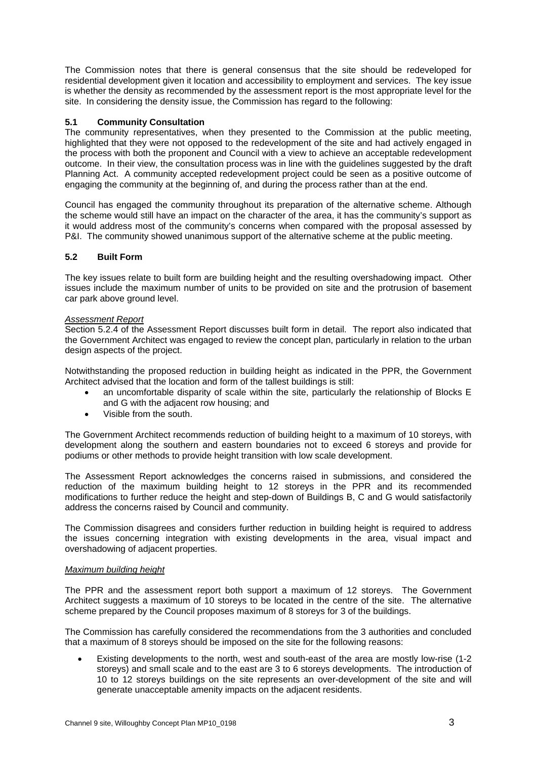The Commission notes that there is general consensus that the site should be redeveloped for residential development given it location and accessibility to employment and services. The key issue is whether the density as recommended by the assessment report is the most appropriate level for the site. In considering the density issue, the Commission has regard to the following:

### 5.1 Community Consultation

The community representatives, when they presented to the Commission at the public meeting, highlighted that they were not opposed to the redevelopment of the site and had actively engaged in the process with both the proponent and Council with a view to achieve an acceptable redevelopment outcome. In their view, the consultation process was in line with the guidelines suggested by the draft Planning Act. A community accepted redevelopment project could be seen as a positive outcome of engaging the community at the beginning of, and during the process rather than at the end.

Council has engaged the community throughout its preparation of the alternative scheme. Although the scheme would still have an impact on the character of the area, it has the community's support as it would address most of the community's concerns when compared with the proposal assessed by P&I. The community showed unanimous support of the alternative scheme at the public meeting.

### 5.2 Built Form

The key issues relate to built form are building height and the resulting overshadowing impact. Other issues include the maximum number of units to be provided on site and the protrusion of basement car park above ground level.

*Assessment Report*

Section 5.2.4 of the Assessment Report discusses built form in detail. The report also indicated that the Government Architect was engaged to review the concept plan, particularly in relation to the urban design aspects of the project.

Notwithstanding the proposed reduction in building height as indicated in the PPR, the Government Architect advised that the location and form of the tallest buildings is still:

- an uncomfortable disparity of scale within the site, particularly the relationship of Blocks E and G with the adjacent row housing; and
- Visible from the south.

The Government Architect recommends reduction of building height to a maximum of 10 storeys, with development along the southern and eastern boundaries not to exceed 6 storeys and provide for podiums or other methods to provide height transition with low scale development.

The Assessment Report acknowledges the concerns raised in submissions, and considered the reduction of the maximum building height to 12 storeys in the PPR and its recommended modifications to further reduce the height and step-down of Buildings B, C and G would satisfactorily address the concerns raised by Council and community.

The Commission disagrees and considers further reduction in building height is required to address the issues concerning integration with existing developments in the area, visual impact and overshadowing of adjacent properties.

*Maximum building height*

The PPR and the assessment report both support a maximum of 12 storeys. The Government Architect suggests a maximum of 10 storeys to be located in the centre of the site. The alternative scheme prepared by the Council proposes maximum of 8 storeys for 3 of the buildings.

The Commission has carefully considered the recommendations from the 3 authorities and concluded that a maximum of 8 storeys should be imposed on the site for the following reasons:

- Existing developments to the north, west and south-east of the area are mostly low-rise (1-2 storeys) and small scale and to the east are 3 to 6 storeys developments. The introduction of 10 to 12 storeys buildings on the site represents an over-development of the site and will generate unacceptable amenity impacts on the adjacent residents.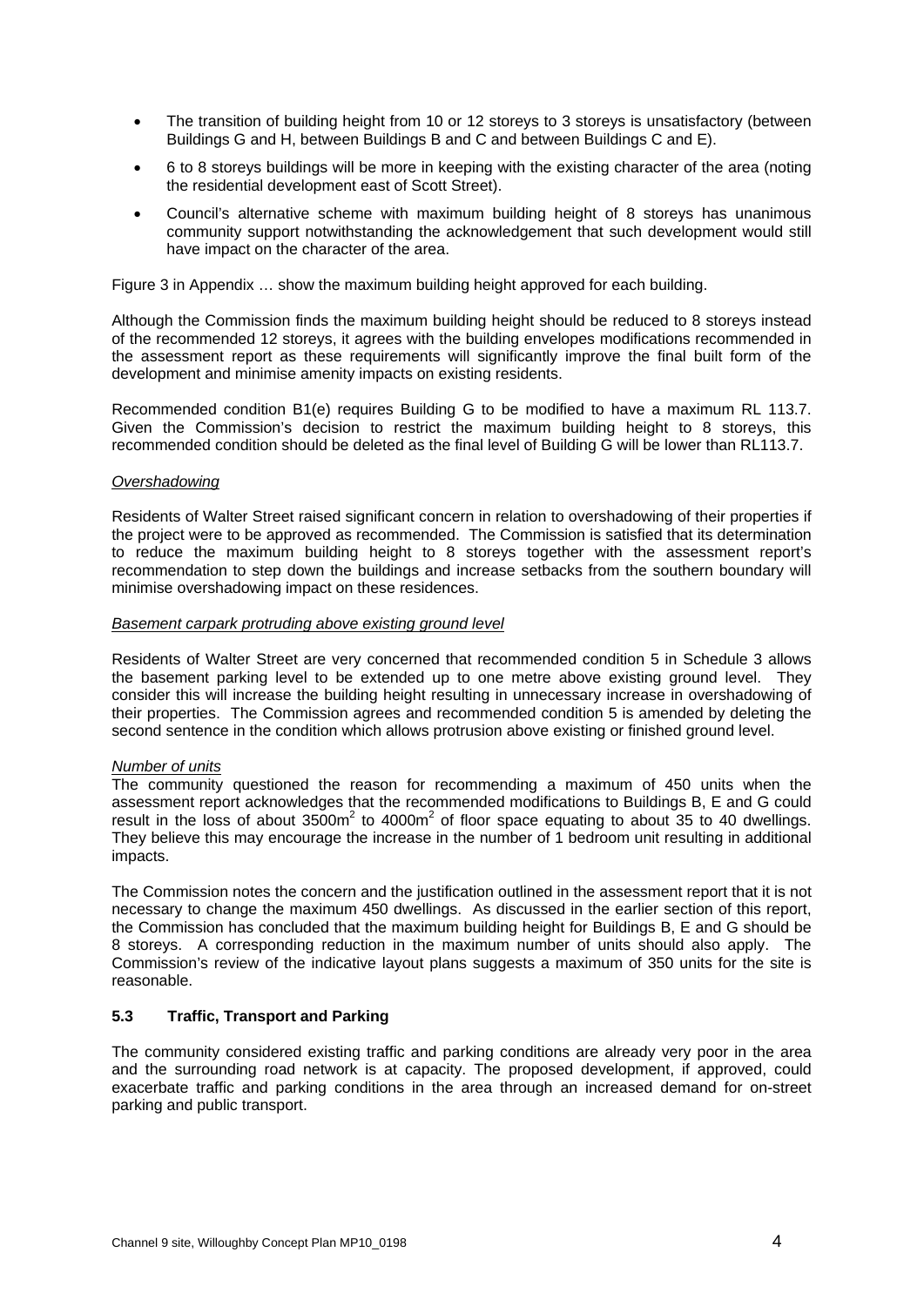- The transition of building height from 10 or 12 storeys to 3 storeys is unsatisfactory (between Buildings G and H, between Buildings B and C and between Buildings C and E).
- 6 to 8 storeys buildings will be more in keeping with the existing character of the area (noting the residential development east of Scott Street).
- Council's alternative scheme with maximum building height of 8 storeys has unanimous community support notwithstanding the acknowledgement that such development would still have impact on the character of the area.

Figure 3 in Appendix … show the maximum building height approved for each building.

Although the Commission finds the maximum building height should be reduced to 8 storeys instead of the recommended 12 storeys, it agrees with the building envelopes modifications recommended in the assessment report as these requirements will significantly improve the final built form of the development and minimise amenity impacts on existing residents.

Recommended condition B1(e) requires Building G to be modified to have a maximum RL 113.7. Given the Commission's decision to restrict the maximum building height to 8 storeys, this recommended condition should be deleted as the final level of Building G will be lower than RL113.7.

*Overshadowing*

Residents of Walter Street raised significant concern in relation to overshadowing of their properties if the project were to be approved as recommended. The Commission is satisfied that its determination to reduce the maximum building height to 8 storeys together with the assessment report's recommendation to step down the buildings and increase setbacks from the southern boundary will minimise overshadowing impact on these residences.

*Basement carpark protruding above existing ground level*

Residents of Walter Street are very concerned that recommended condition 5 in Schedule 3 allows the basement parking level to be extended up to one metre above existing ground level. They consider this will increase the building height resulting in unnecessary increase in overshadowing of their properties. The Commission agrees and recommended condition 5 is amended by deleting the second sentence in the condition which allows protrusion above existing or finished ground level.

*Number of units*

The community questioned the reason for recommending a maximum of 450 units when the assessment report acknowledges that the recommended modifications to Buildings B, E and G could result in the loss of about 3500m$^2$ to 4000m$^2$ of floor space equating to about 35 to 40 dwellings. They believe this may encourage the increase in the number of 1 bedroom unit resulting in additional impacts.

The Commission notes the concern and the justification outlined in the assessment report that it is not necessary to change the maximum 450 dwellings. As discussed in the earlier section of this report, the Commission has concluded that the maximum building height for Buildings B, E and G should be 8 storeys. A corresponding reduction in the maximum number of units should also apply. The Commission's review of the indicative layout plans suggests a maximum of 350 units for the site is reasonable.

### 5.3 Traffic, Transport and Parking

The community considered existing traffic and parking conditions are already very poor in the area and the surrounding road network is at capacity. The proposed development, if approved, could exacerbate traffic and parking conditions in the area through an increased demand for on-street parking and public transport.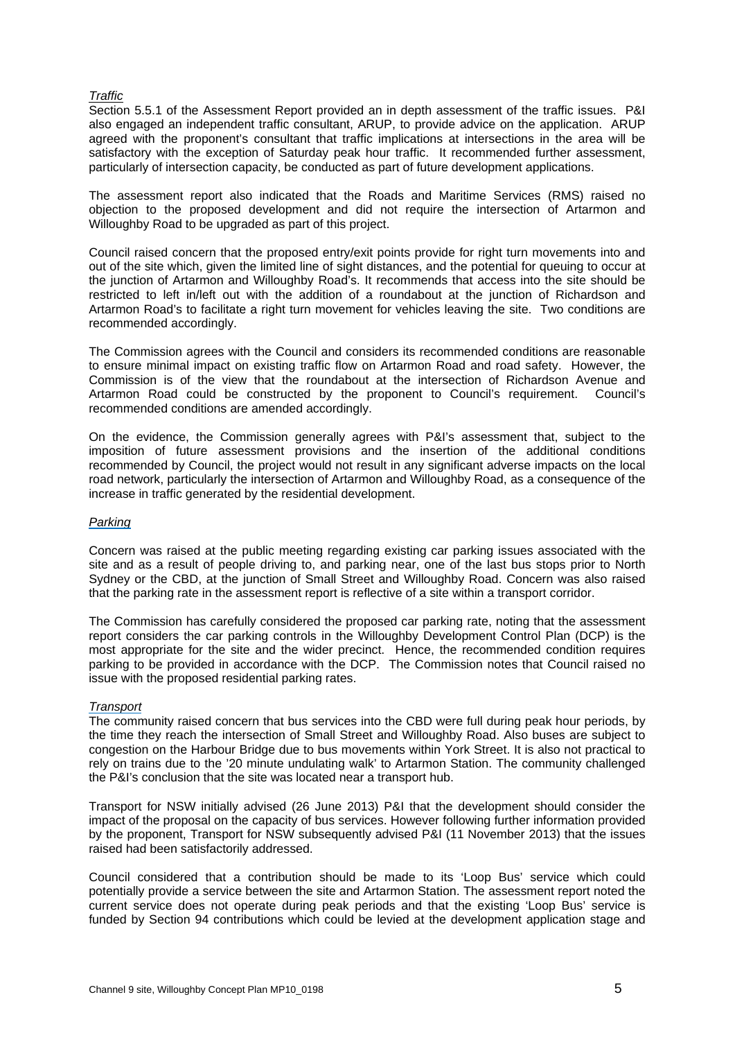*Traffic*

Section 5.5.1 of the Assessment Report provided an in depth assessment of the traffic issues. P&I also engaged an independent traffic consultant, ARUP, to provide advice on the application. ARUP agreed with the proponent's consultant that traffic implications at intersections in the area will be satisfactory with the exception of Saturday peak hour traffic. It recommended further assessment, particularly of intersection capacity, be conducted as part of future development applications.

The assessment report also indicated that the Roads and Maritime Services (RMS) raised no objection to the proposed development and did not require the intersection of Artarmon and Willoughby Road to be upgraded as part of this project.

Council raised concern that the proposed entry/exit points provide for right turn movements into and out of the site which, given the limited line of sight distances, and the potential for queuing to occur at the junction of Artarmon and Willoughby Road's. It recommends that access into the site should be restricted to left in/left out with the addition of a roundabout at the junction of Richardson and Artarmon Road's to facilitate a right turn movement for vehicles leaving the site. Two conditions are recommended accordingly.

The Commission agrees with the Council and considers its recommended conditions are reasonable to ensure minimal impact on existing traffic flow on Artarmon Road and road safety. However, the Commission is of the view that the roundabout at the intersection of Richardson Avenue and Artarmon Road could be constructed by the proponent to Council's requirement. Council's recommended conditions are amended accordingly.

On the evidence, the Commission generally agrees with P&I's assessment that, subject to the imposition of future assessment provisions and the insertion of the additional conditions recommended by Council, the project would not result in any significant adverse impacts on the local road network, particularly the intersection of Artarmon and Willoughby Road, as a consequence of the increase in traffic generated by the residential development.

*Parking*

Concern was raised at the public meeting regarding existing car parking issues associated with the site and as a result of people driving to, and parking near, one of the last bus stops prior to North Sydney or the CBD, at the junction of Small Street and Willoughby Road. Concern was also raised that the parking rate in the assessment report is reflective of a site within a transport corridor.

The Commission has carefully considered the proposed car parking rate, noting that the assessment report considers the car parking controls in the Willoughby Development Control Plan (DCP) is the most appropriate for the site and the wider precinct. Hence, the recommended condition requires parking to be provided in accordance with the DCP. The Commission notes that Council raised no issue with the proposed residential parking rates.

*Transport*

The community raised concern that bus services into the CBD were full during peak hour periods, by the time they reach the intersection of Small Street and Willoughby Road. Also buses are subject to congestion on the Harbour Bridge due to bus movements within York Street. It is also not practical to rely on trains due to the '20 minute undulating walk' to Artarmon Station. The community challenged the P&I's conclusion that the site was located near a transport hub.

Transport for NSW initially advised (26 June 2013) P&I that the development should consider the impact of the proposal on the capacity of bus services. However following further information provided by the proponent, Transport for NSW subsequently advised P&I (11 November 2013) that the issues raised had been satisfactorily addressed.

Council considered that a contribution should be made to its 'Loop Bus' service which could potentially provide a service between the site and Artarmon Station. The assessment report noted the current service does not operate during peak periods and that the existing 'Loop Bus' service is funded by Section 94 contributions which could be levied at the development application stage and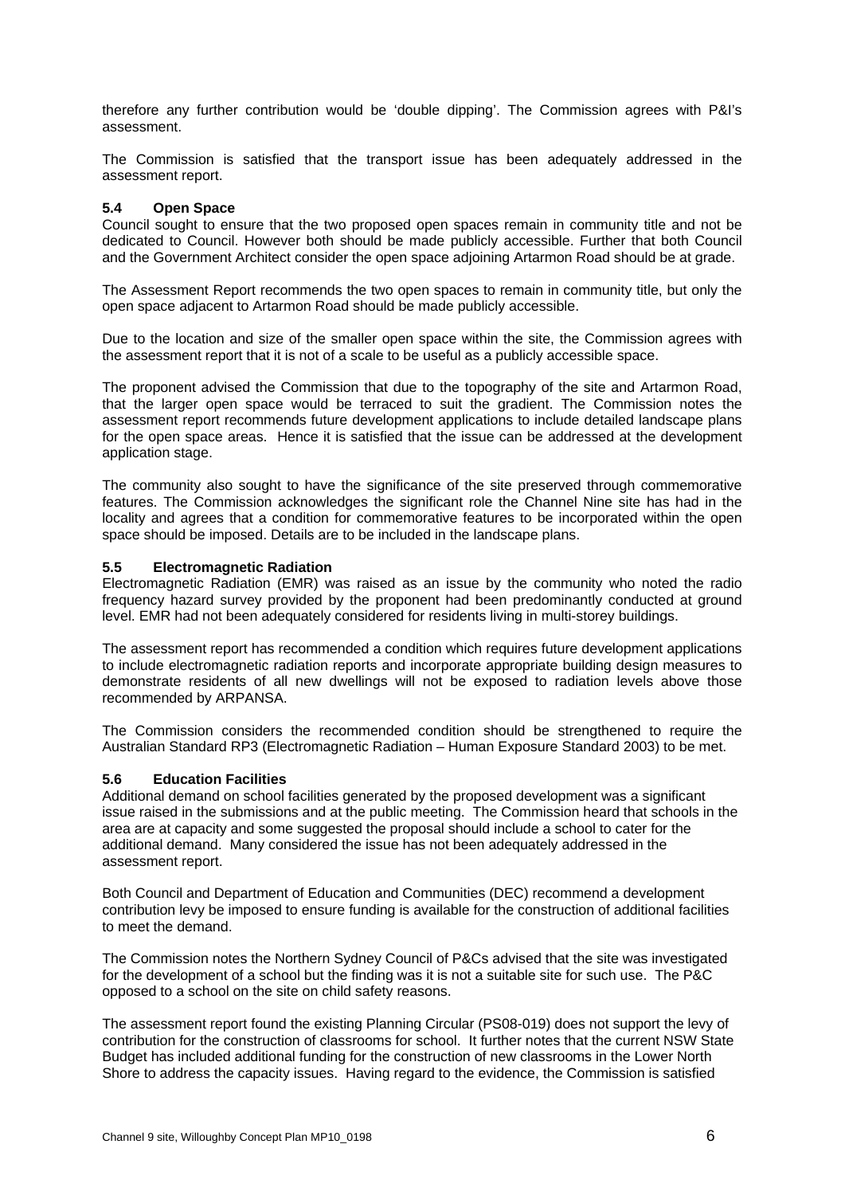therefore any further contribution would be 'double dipping'. The Commission agrees with P&I's assessment.

The Commission is satisfied that the transport issue has been adequately addressed in the assessment report.

### 5.4 Open Space

Council sought to ensure that the two proposed open spaces remain in community title and not be dedicated to Council. However both should be made publicly accessible. Further that both Council and the Government Architect consider the open space adjoining Artarmon Road should be at grade.

The Assessment Report recommends the two open spaces to remain in community title, but only the open space adjacent to Artarmon Road should be made publicly accessible.

Due to the location and size of the smaller open space within the site, the Commission agrees with the assessment report that it is not of a scale to be useful as a publicly accessible space.

The proponent advised the Commission that due to the topography of the site and Artarmon Road, that the larger open space would be terraced to suit the gradient. The Commission notes the assessment report recommends future development applications to include detailed landscape plans for the open space areas. Hence it is satisfied that the issue can be addressed at the development application stage.

The community also sought to have the significance of the site preserved through commemorative features. The Commission acknowledges the significant role the Channel Nine site has had in the locality and agrees that a condition for commemorative features to be incorporated within the open space should be imposed. Details are to be included in the landscape plans.

### 5.5 Electromagnetic Radiation

Electromagnetic Radiation (EMR) was raised as an issue by the community who noted the radio frequency hazard survey provided by the proponent had been predominantly conducted at ground level. EMR had not been adequately considered for residents living in multi-storey buildings.

The assessment report has recommended a condition which requires future development applications to include electromagnetic radiation reports and incorporate appropriate building design measures to demonstrate residents of all new dwellings will not be exposed to radiation levels above those recommended by ARPANSA.

The Commission considers the recommended condition should be strengthened to require the Australian Standard RP3 (Electromagnetic Radiation – Human Exposure Standard 2003) to be met.

### 5.6 Education Facilities

Additional demand on school facilities generated by the proposed development was a significant issue raised in the submissions and at the public meeting. The Commission heard that schools in the area are at capacity and some suggested the proposal should include a school to cater for the additional demand. Many considered the issue has not been adequately addressed in the assessment report.

Both Council and Department of Education and Communities (DEC) recommend a development contribution levy be imposed to ensure funding is available for the construction of additional facilities to meet the demand.

The Commission notes the Northern Sydney Council of P&Cs advised that the site was investigated for the development of a school but the finding was it is not a suitable site for such use. The P&C opposed to a school on the site on child safety reasons.

The assessment report found the existing Planning Circular (PS08-019) does not support the levy of contribution for the construction of classrooms for school. It further notes that the current NSW State Budget has included additional funding for the construction of new classrooms in the Lower North Shore to address the capacity issues. Having regard to the evidence, the Commission is satisfied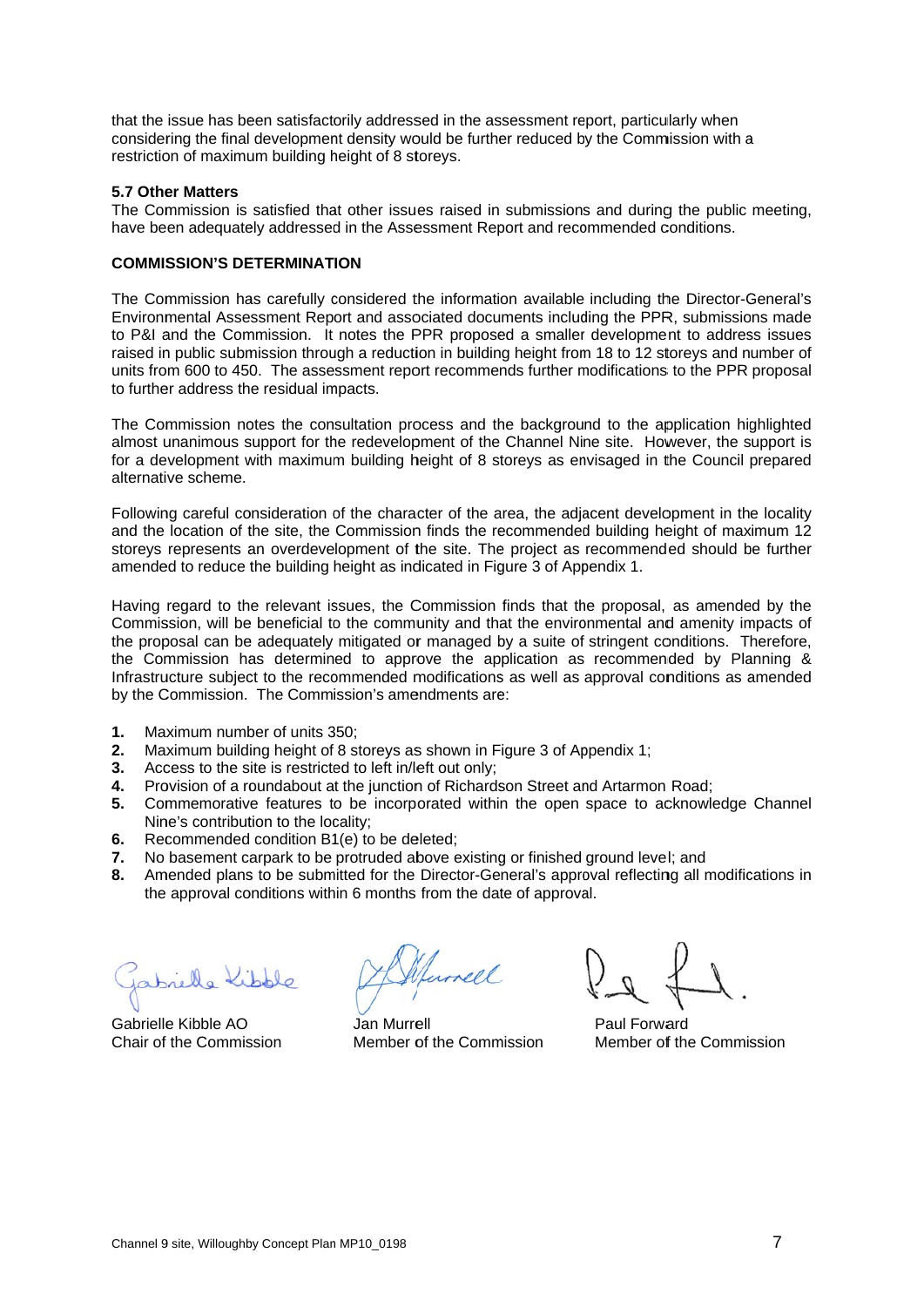that the issue has been satisfactorily addressed in the assessment report, particularly when considering the final development density would be further reduced by the Commission with a restriction of maximum building height of 8 storeys.

**5.7 Other Matters**

The Commission is satisfied that other issues raised in submissions and during the public meeting, have been adequately addressed in the Assessment Report and recommended conditions.

**COMMISSION'S DETERMINATION**

The Commission has carefully considered the information available including the Director-General's Environmental Assessment Report and associated documents including the PPR, submissions made to P&I and the Commission. It notes the PPR proposed a smaller development to address issues raised in public submission through a reduction in building height from 18 to 12 storeys and number of units from 600 to 450. The assessment report recommends further modifications to the PPR proposal to further address the residual impacts.

The Commission notes the consultation process and the background to the application highlighted almost unanimous support for the redevelopment of the Channel Nine site. However, the support is for a development with maximum building height of 8 storeys as envisaged in the Council prepared alternative scheme.

Following careful consideration of the character of the area, the adjacent development in the locality and the location of the site, the Commission finds the recommended building height of maximum 12 storeys represents an overdevelopment of the site. The project as recommended should be further amended to reduce the building height as indicated in Figure 3 of Appendix 1.

Having regard to the relevant issues, the Commission finds that the proposal, as amended by the Commission, will be beneficial to the community and that the environmental and amenity impacts of the proposal can be adequately mitigated or managed by a suite of stringent conditions. Therefore, the Commission has determined to approve the application as recommended by Planning & Infrastructure subject to the recommended modifications as well as approval conditions as amended by the Commission. The Commission's amendments are:

1. Maximum number of units 350;
2. Maximum building height of 8 storeys as shown in Figure 3 of Appendix 1;
3. Access to the site is restricted to left in/left out only;
4. Provision of a roundabout at the junction of Richardson Street and Artarmon Road;
5. Commemorative features to be incorporated within the open space to acknowledge Channel Nine's contribution to the locality;
6. Recommended condition B1(e) to be deleted;
7. No basement carpark to be protruded above existing or finished ground level; and
8. Amended plans to be submitted for the Director-General's approval reflecting all modifications in the approval conditions within 6 months from the date of approval.

| | | |
|---|---|---|
| Gabrielle Kibble AO | Jan Murrell | Paul Forward |
| Chair of the Commission | Member of the Commission | Member of the Commission |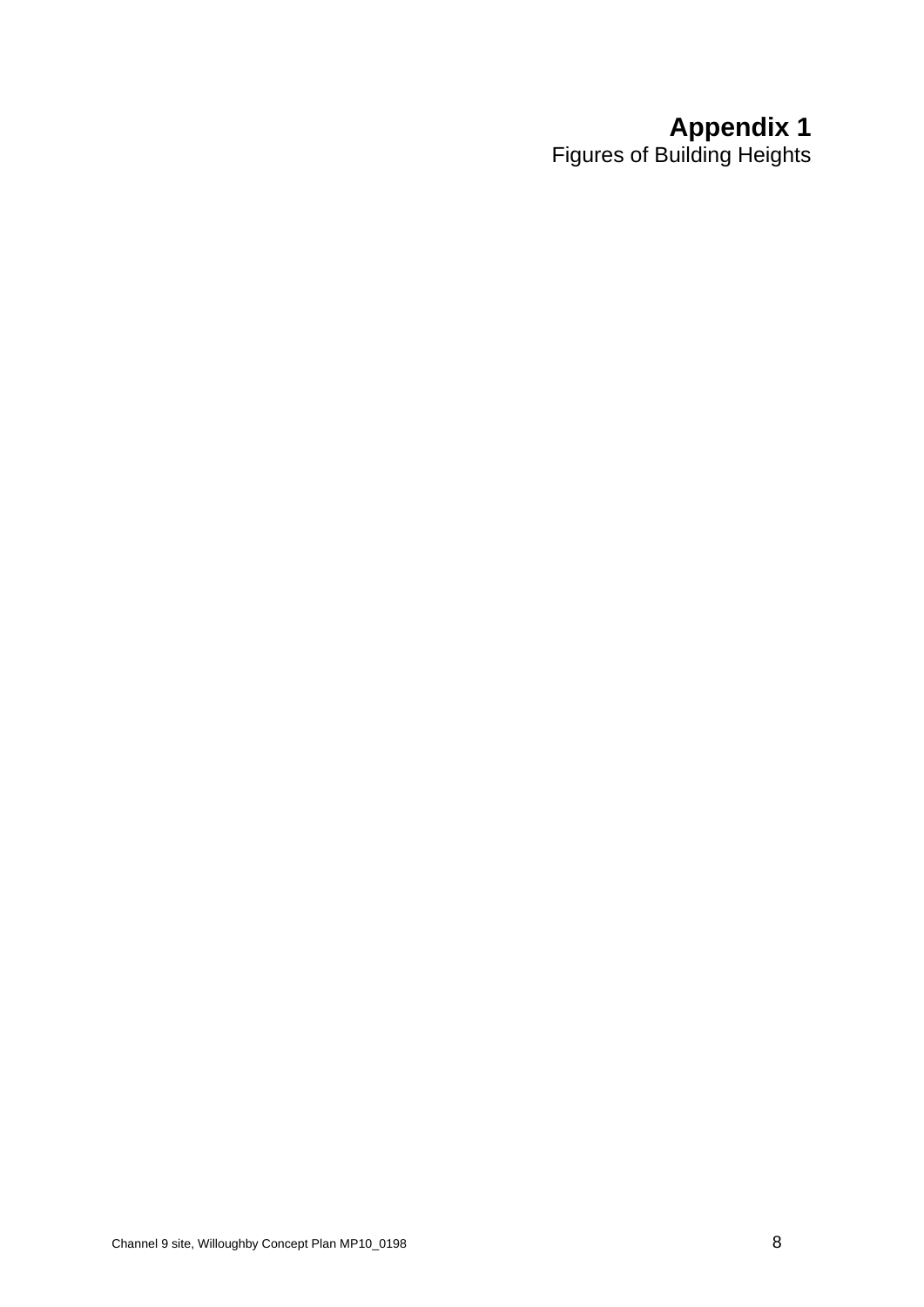# Appendix 1

Figures of Building Heights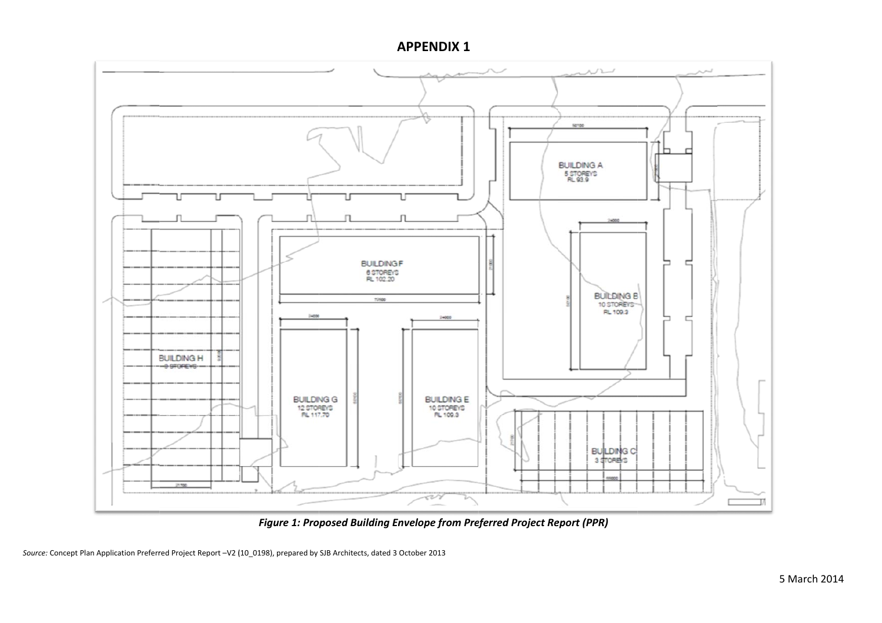# APPENDIX 1

BUILDING A
5 STOREYS
RL 93.9

BUILDING B
10 STOREYS
RL 109.3

BUILDING C
3 STOREYS

BUILDING E
10 STOREYS
RL 109.3

BUILDING F
6 STOREYS
RL 102.20

BUILDING G
12 STOREYS
RL 117.70

BUILDING H
3 STOREYS

***Figure 1: Proposed Building Envelope from Preferred Project Report (PPR)***

*Source:* Concept Plan Application Preferred Project Report –V2 (10_0198), prepared by SJB Architects, dated 3 October 2013

5 March 2014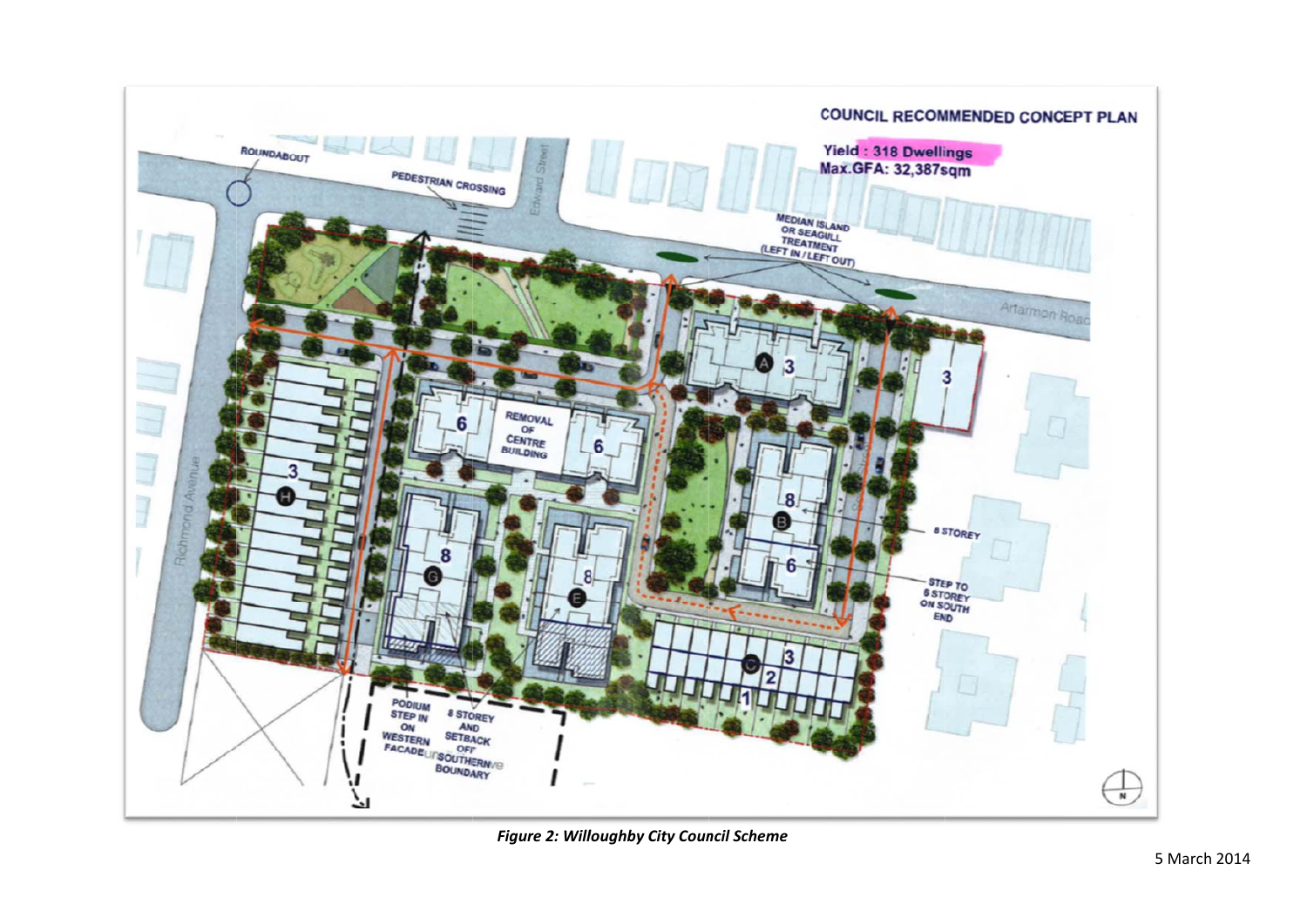***Figure 2: Willoughby City Council Scheme***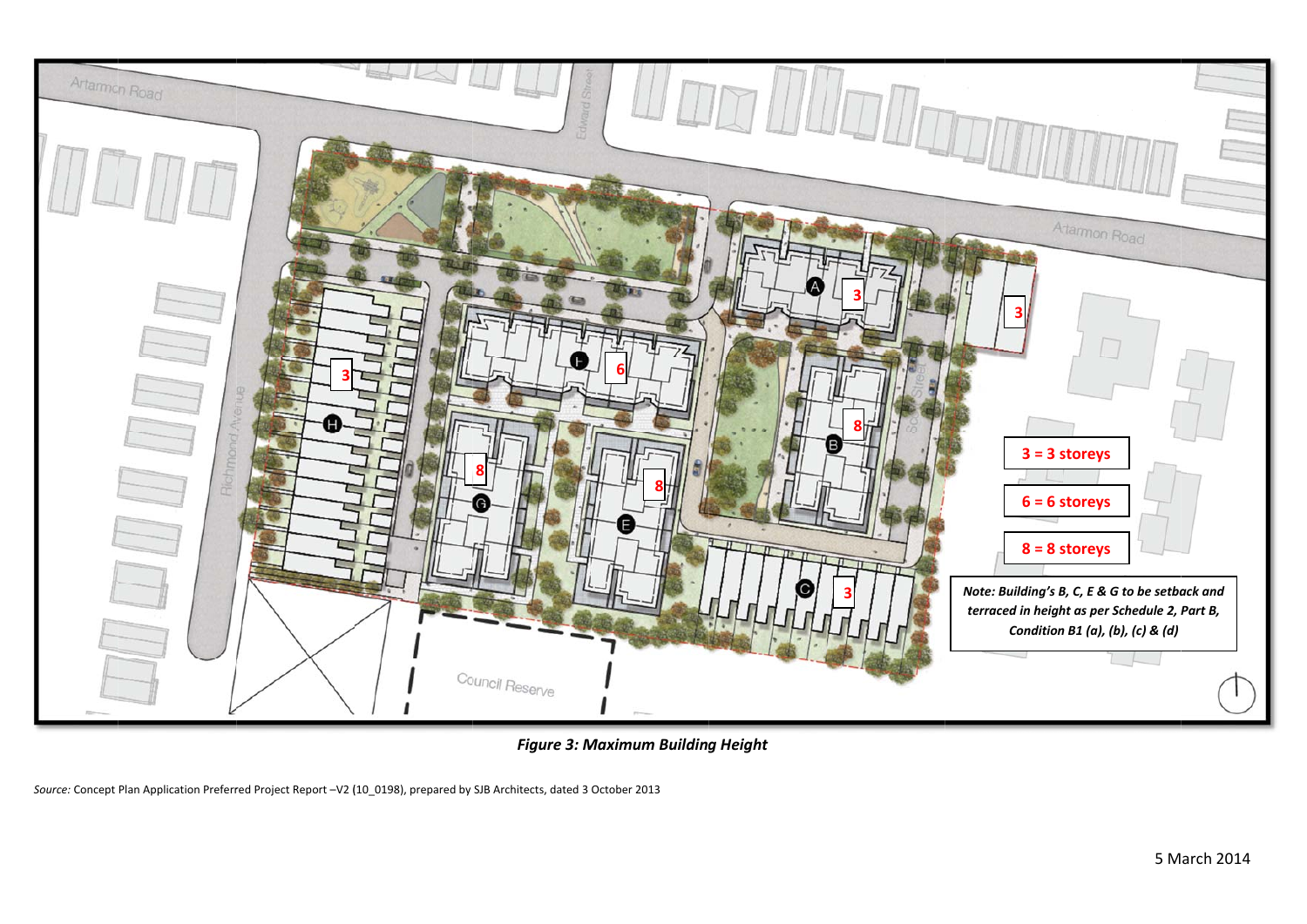Artarmon Road

Edward Street

Artarmon Road

Richmond Avenue

Scott Street

Council Reserve

3 = 3 storeys

6 = 6 storeys

8 = 8 storeys

*Note: Building's B, C, E & G to be setback and terraced in height as per Schedule 2, Part B, Condition B1 (a), (b), (c) & (d)*

***Figure 3: Maximum Building Height***

*Source:* Concept Plan Application Preferred Project Report –V2 (10_0198), prepared by SJB Architects, dated 3 October 2013

5 March 2014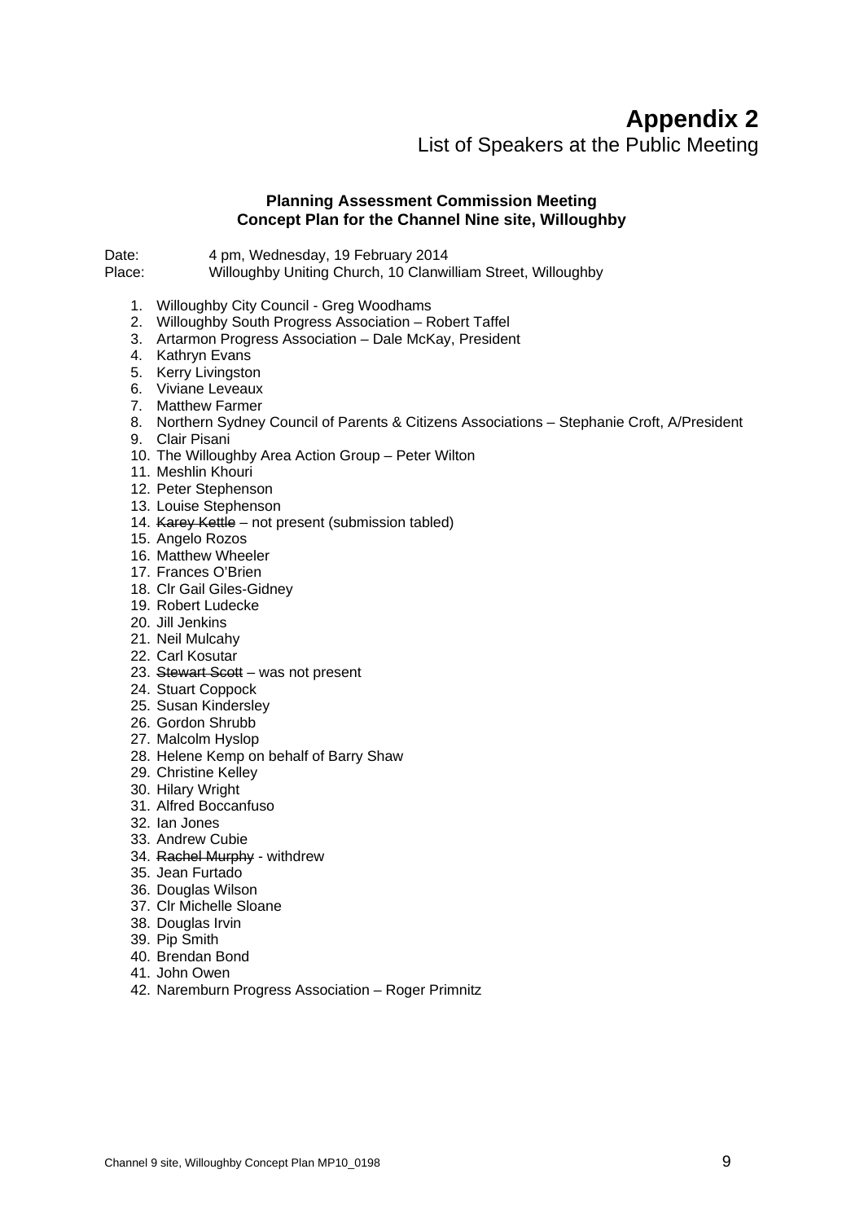# Appendix 2

List of Speakers at the Public Meeting

**Planning Assessment Commission Meeting**
**Concept Plan for the Channel Nine site, Willoughby**

Date: 4 pm, Wednesday, 19 February 2014
Place: Willoughby Uniting Church, 10 Clanwilliam Street, Willoughby

1. Willoughby City Council - Greg Woodhams
2. Willoughby South Progress Association – Robert Taffel
3. Artarmon Progress Association – Dale McKay, President
4. Kathryn Evans
5. Kerry Livingston
6. Viviane Leveaux
7. Matthew Farmer
8. Northern Sydney Council of Parents & Citizens Associations – Stephanie Croft, A/President
9. Clair Pisani
10. The Willoughby Area Action Group – Peter Wilton
11. Meshlin Khouri
12. Peter Stephenson
13. Louise Stephenson
14. ~~Karey Kettle~~ – not present (submission tabled)
15. Angelo Rozos
16. Matthew Wheeler
17. Frances O'Brien
18. Clr Gail Giles-Gidney
19. Robert Ludecke
20. Jill Jenkins
21. Neil Mulcahy
22. Carl Kosutar
23. ~~Stewart Scott~~ – was not present
24. Stuart Coppock
25. Susan Kindersley
26. Gordon Shrubb
27. Malcolm Hyslop
28. Helene Kemp on behalf of Barry Shaw
29. Christine Kelley
30. Hilary Wright
31. Alfred Boccanfuso
32. Ian Jones
33. Andrew Cubie
34. ~~Rachel Murphy~~ - withdrew
35. Jean Furtado
36. Douglas Wilson
37. Clr Michelle Sloane
38. Douglas Irvin
39. Pip Smith
40. Brendan Bond
41. John Owen
42. Naremburn Progress Association – Roger Primnitz